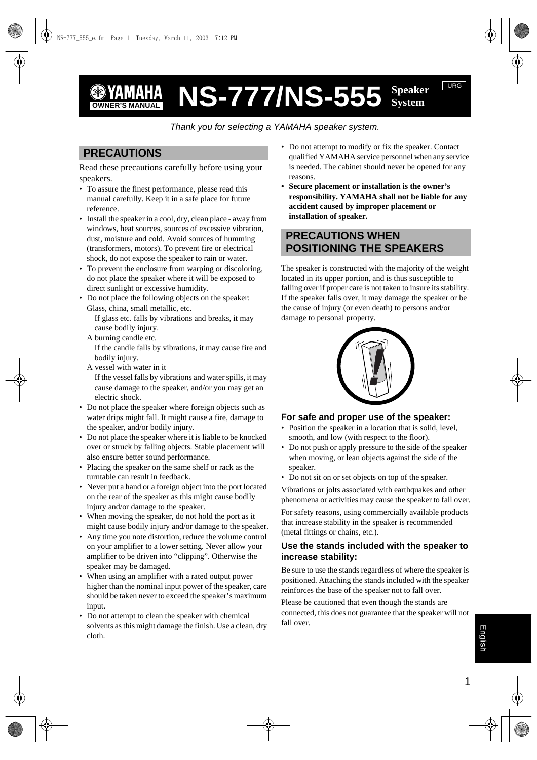# YAMAHA OWNER'S MANUAL NS-777/NS-555 Speaker System

URG

*Thank you for selecting a YAMAHA speaker system.*

## PRECAUTIONS

Read these precautions carefully before using your speakers.

- To assure the finest performance, please read this manual carefully. Keep it in a safe place for future reference.
- Install the speaker in a cool, dry, clean place - away from windows, heat sources, sources of excessive vibration, dust, moisture and cold. Avoid sources of humming (transformers, motors). To prevent fire or electrical shock, do not expose the speaker to rain or water.
- To prevent the enclosure from warping or discoloring, do not place the speaker where it will be exposed to direct sunlight or excessive humidity.
- Do not place the following objects on the speaker: Glass, china, small metallic, etc.
  If glass etc. falls by vibrations and breaks, it may cause bodily injury.
  A burning candle etc.
  If the candle falls by vibrations, it may cause fire and bodily injury.
  A vessel with water in it
  If the vessel falls by vibrations and water spills, it may cause damage to the speaker, and/or you may get an electric shock.
- Do not place the speaker where foreign objects such as water drips might fall. It might cause a fire, damage to the speaker, and/or bodily injury.
- Do not place the speaker where it is liable to be knocked over or struck by falling objects. Stable placement will also ensure better sound performance.
- Placing the speaker on the same shelf or rack as the turntable can result in feedback.
- Never put a hand or a foreign object into the port located on the rear of the speaker as this might cause bodily injury and/or damage to the speaker.
- When moving the speaker, do not hold the port as it might cause bodily injury and/or damage to the speaker.
- Any time you note distortion, reduce the volume control on your amplifier to a lower setting. Never allow your amplifier to be driven into "clipping". Otherwise the speaker may be damaged.
- When using an amplifier with a rated output power higher than the nominal input power of the speaker, care should be taken never to exceed the speaker's maximum input.
- Do not attempt to clean the speaker with chemical solvents as this might damage the finish. Use a clean, dry cloth.
- Do not attempt to modify or fix the speaker. Contact qualified YAMAHA service personnel when any service is needed. The cabinet should never be opened for any reasons.
- **Secure placement or installation is the owner's responsibility. YAMAHA shall not be liable for any accident caused by improper placement or installation of speaker.**

## PRECAUTIONS WHEN POSITIONING THE SPEAKERS

The speaker is constructed with the majority of the weight located in its upper portion, and is thus susceptible to falling over if proper care is not taken to insure its stability. If the speaker falls over, it may damage the speaker or be the cause of injury (or even death) to persons and/or damage to personal property.

### For safe and proper use of the speaker:

- Position the speaker in a location that is solid, level, smooth, and low (with respect to the floor).
- Do not push or apply pressure to the side of the speaker when moving, or lean objects against the side of the speaker.
- Do not sit on or set objects on top of the speaker.

Vibrations or jolts associated with earthquakes and other phenomena or activities may cause the speaker to fall over.

For safety reasons, using commercially available products that increase stability in the speaker is recommended (metal fittings or chains, etc.).

### Use the stands included with the speaker to increase stability:

Be sure to use the stands regardless of where the speaker is positioned. Attaching the stands included with the speaker reinforces the base of the speaker not to fall over.

Please be cautioned that even though the stands are connected, this does not guarantee that the speaker will not fall over.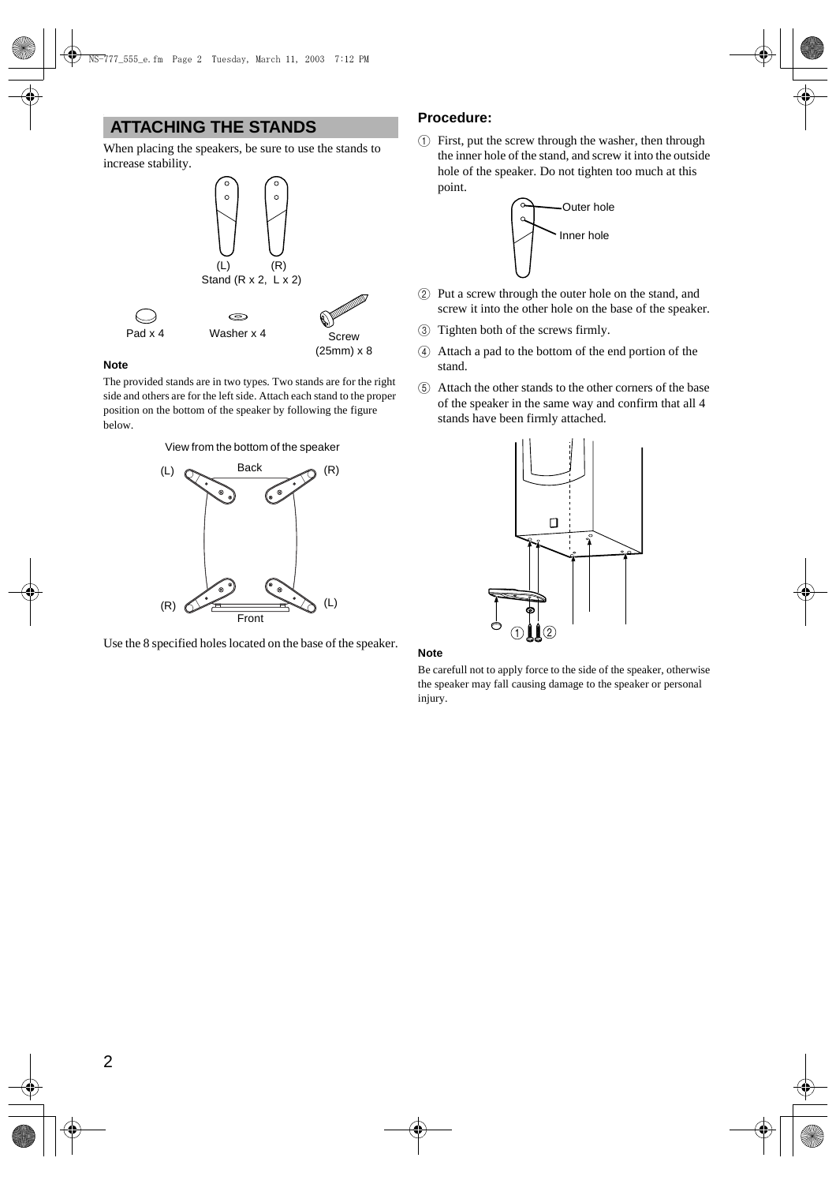## ATTACHING THE STANDS

When placing the speakers, be sure to use the stands to increase stability.

(L) (R)
Stand (R x 2, L x 2)

Pad x 4 Washer x 4 Screw (25mm) x 8

**Note**

The provided stands are in two types. Two stands are for the right side and others are for the left side. Attach each stand to the proper position on the bottom of the speaker by following the figure below.

View from the bottom of the speaker

Use the 8 specified holes located on the base of the speaker.

### Procedure:

① First, put the screw through the washer, then through the inner hole of the stand, and screw it into the outside hole of the speaker. Do not tighten too much at this point.

② Put a screw through the outer hole on the stand, and screw it into the other hole on the base of the speaker.

③ Tighten both of the screws firmly.

④ Attach a pad to the bottom of the end portion of the stand.

⑤ Attach the other stands to the other corners of the base of the speaker in the same way and confirm that all 4 stands have been firmly attached.

**Note**

Be carefull not to apply force to the side of the speaker, otherwise the speaker may fall causing damage to the speaker or personal injury.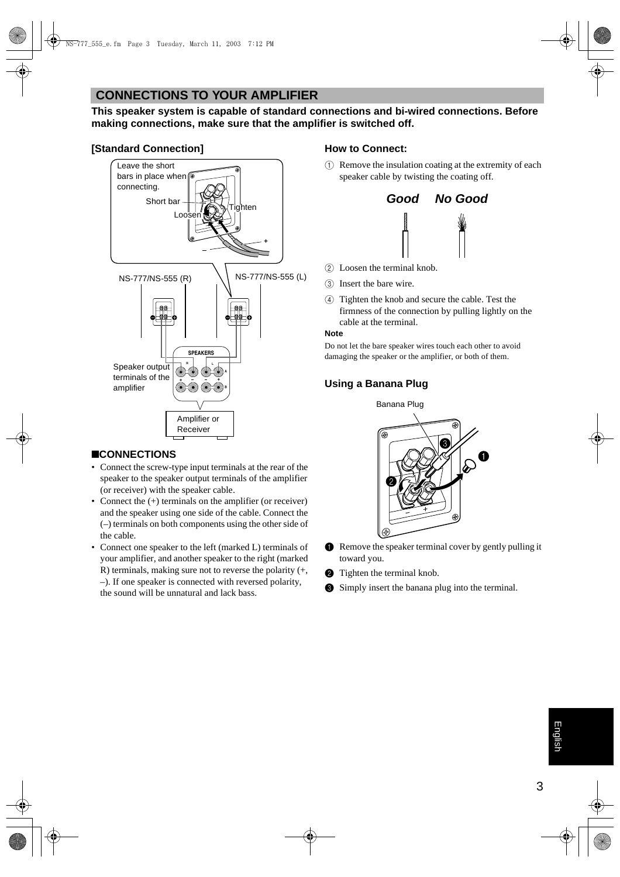## CONNECTIONS TO YOUR AMPLIFIER

**This speaker system is capable of standard connections and bi-wired connections. Before making connections, make sure that the amplifier is switched off.**

### [Standard Connection]

Leave the short bars in place when connecting.

Short bar

Loosen

Tighten

NS-777/NS-555 (R)

NS-777/NS-555 (L)

Speaker output terminals of the amplifier

Amplifier or Receiver

### ■CONNECTIONS

- Connect the screw-type input terminals at the rear of the speaker to the speaker output terminals of the amplifier (or receiver) with the speaker cable.
- Connect the (+) terminals on the amplifier (or receiver) and the speaker using one side of the cable. Connect the (–) terminals on both components using the other side of the cable.
- Connect one speaker to the left (marked L) terminals of your amplifier, and another speaker to the right (marked R) terminals, making sure not to reverse the polarity (+, –). If one speaker is connected with reversed polarity, the sound will be unnatural and lack bass.

### How to Connect:

① Remove the insulation coating at the extremity of each speaker cable by twisting the coating off.

***Good*** ***No Good***

② Loosen the terminal knob.

③ Insert the bare wire.

④ Tighten the knob and secure the cable. Test the firmness of the connection by pulling lightly on the cable at the terminal.

**Note**

Do not let the bare speaker wires touch each other to avoid damaging the speaker or the amplifier, or both of them.

### Using a Banana Plug

Banana Plug

❶ Remove the speaker terminal cover by gently pulling it toward you.

❷ Tighten the terminal knob.

❸ Simply insert the banana plug into the terminal.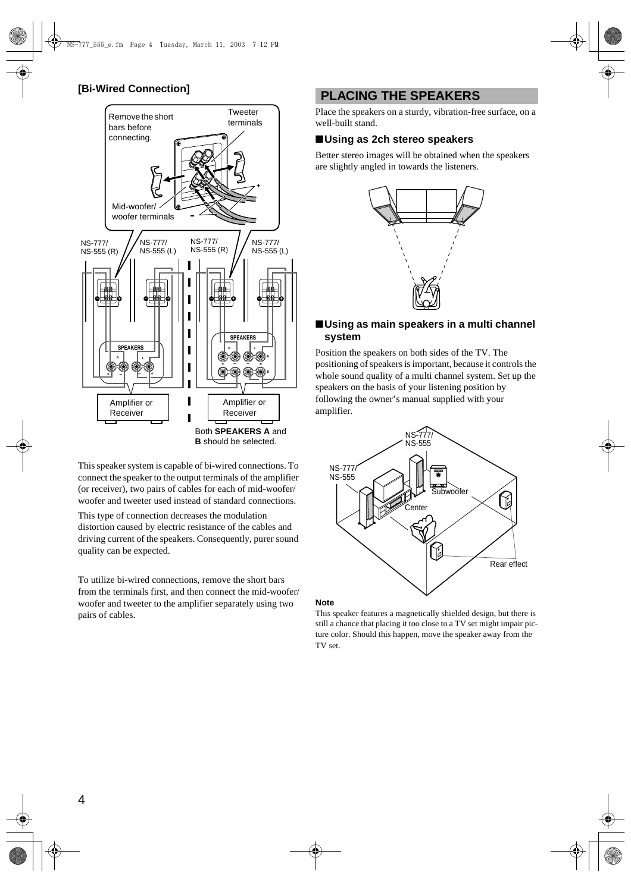### [Bi-Wired Connection]

Remove the short bars before connecting.

Tweeter terminals

Mid-woofer/ woofer terminals

NS-777/ NS-555 (R)

NS-777/ NS-555 (L)

NS-777/ NS-555 (R)

NS-777/ NS-555 (L)

SPEAKERS

Amplifier or Receiver

Amplifier or Receiver

Both **SPEAKERS A** and **B** should be selected.

This speaker system is capable of bi-wired connections. To connect the speaker to the output terminals of the amplifier (or receiver), two pairs of cables for each of mid-woofer/ woofer and tweeter used instead of standard connections.

This type of connection decreases the modulation distortion caused by electric resistance of the cables and driving current of the speakers. Consequently, purer sound quality can be expected.

To utilize bi-wired connections, remove the short bars from the terminals first, and then connect the mid-woofer/ woofer and tweeter to the amplifier separately using two pairs of cables.

## PLACING THE SPEAKERS

Place the speakers on a sturdy, vibration-free surface, on a well-built stand.

### ■Using as 2ch stereo speakers

Better stereo images will be obtained when the speakers are slightly angled in towards the listeners.

### ■Using as main speakers in a multi channel system

Position the speakers on both sides of the TV. The positioning of speakers is important, because it controls the whole sound quality of a multi channel system. Set up the speakers on the basis of your listening position by following the owner's manual supplied with your amplifier.

NS-777/ NS-555

NS-777/ NS-555

Subwoofer

Center

Rear effect

**Note**

This speaker features a magnetically shielded design, but there is still a chance that placing it too close to a TV set might impair picture color. Should this happen, move the speaker away from the TV set.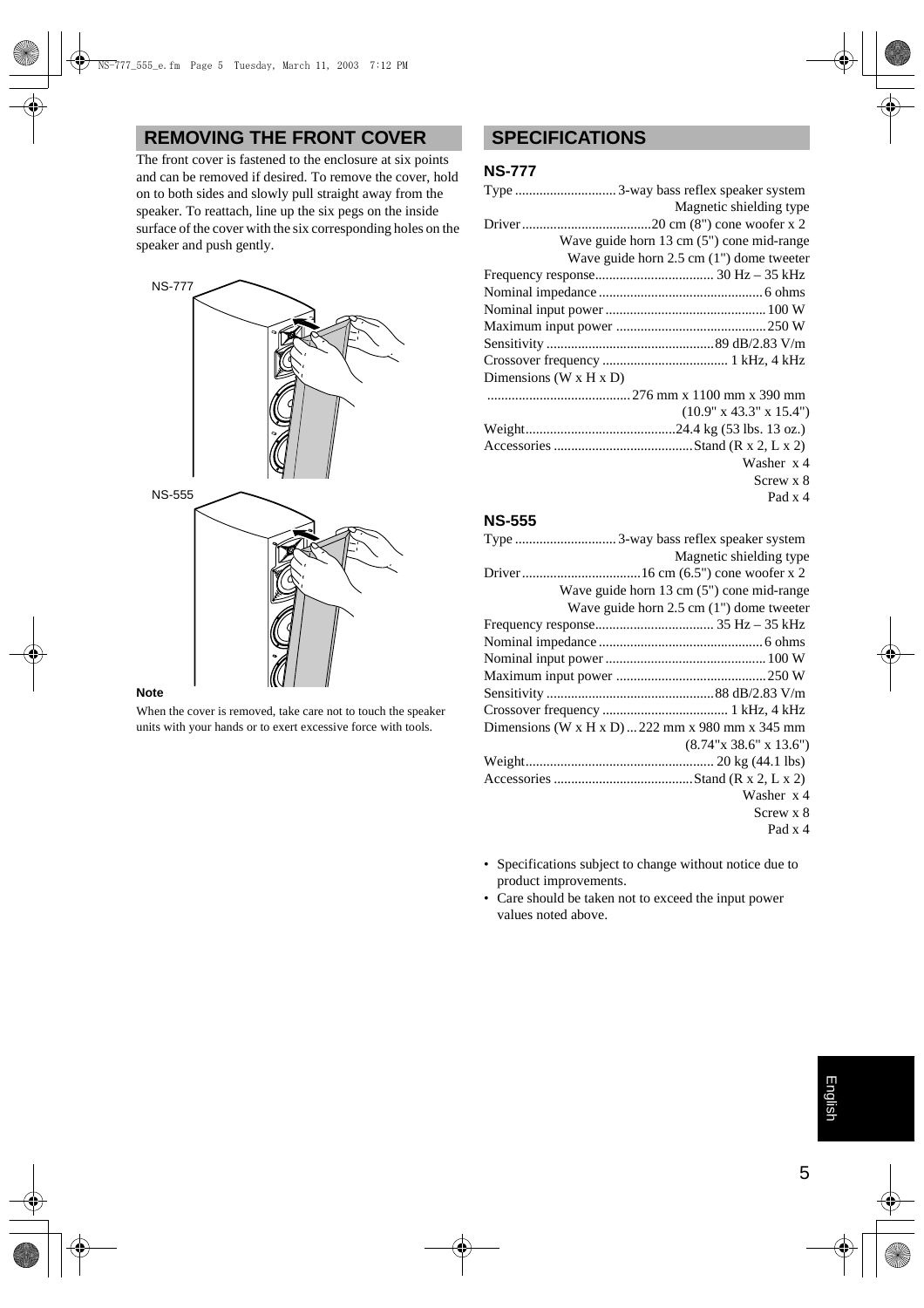## REMOVING THE FRONT COVER

The front cover is fastened to the enclosure at six points and can be removed if desired. To remove the cover, hold on to both sides and slowly pull straight away from the speaker. To reattach, line up the six pegs on the inside surface of the cover with the six corresponding holes on the speaker and push gently.

NS-777

NS-555

**Note**

When the cover is removed, take care not to touch the speaker units with your hands or to exert excessive force with tools.

## SPECIFICATIONS

### NS-777

Type ............................. 3-way bass reflex speaker system
Magnetic shielding type
Driver ..................................... 20 cm (8") cone woofer x 2
Wave guide horn 13 cm (5") cone mid-range
Wave guide horn 2.5 cm (1") dome tweeter
Frequency response.................................. 30 Hz – 35 kHz
Nominal impedance ............................................... 6 ohms
Nominal input power ............................................. 100 W
Maximum input power ........................................... 250 W
Sensitivity ................................................ 89 dB/2.83 V/m
Crossover frequency .................................... 1 kHz, 4 kHz
Dimensions (W x H x D)
......................................... 276 mm x 1100 mm x 390 mm
(10.9" x 43.3" x 15.4")
Weight........................................... 24.4 kg (53 lbs. 13 oz.)
Accessories ........................................ Stand (R x 2, L x 2)
Washer x 4
Screw x 8
Pad x 4

### NS-555

Type ............................. 3-way bass reflex speaker system
Magnetic shielding type
Driver .................................. 16 cm (6.5") cone woofer x 2
Wave guide horn 13 cm (5") cone mid-range
Wave guide horn 2.5 cm (1") dome tweeter
Frequency response.................................. 35 Hz – 35 kHz
Nominal impedance ............................................... 6 ohms
Nominal input power ............................................. 100 W
Maximum input power ........................................... 250 W
Sensitivity ................................................ 88 dB/2.83 V/m
Crossover frequency .................................... 1 kHz, 4 kHz
Dimensions (W x H x D) ... 222 mm x 980 mm x 345 mm
(8.74"x 38.6" x 13.6")
Weight...................................................... 20 kg (44.1 lbs)
Accessories ........................................ Stand (R x 2, L x 2)
Washer x 4
Screw x 8
Pad x 4

- Specifications subject to change without notice due to product improvements.
- Care should be taken not to exceed the input power values noted above.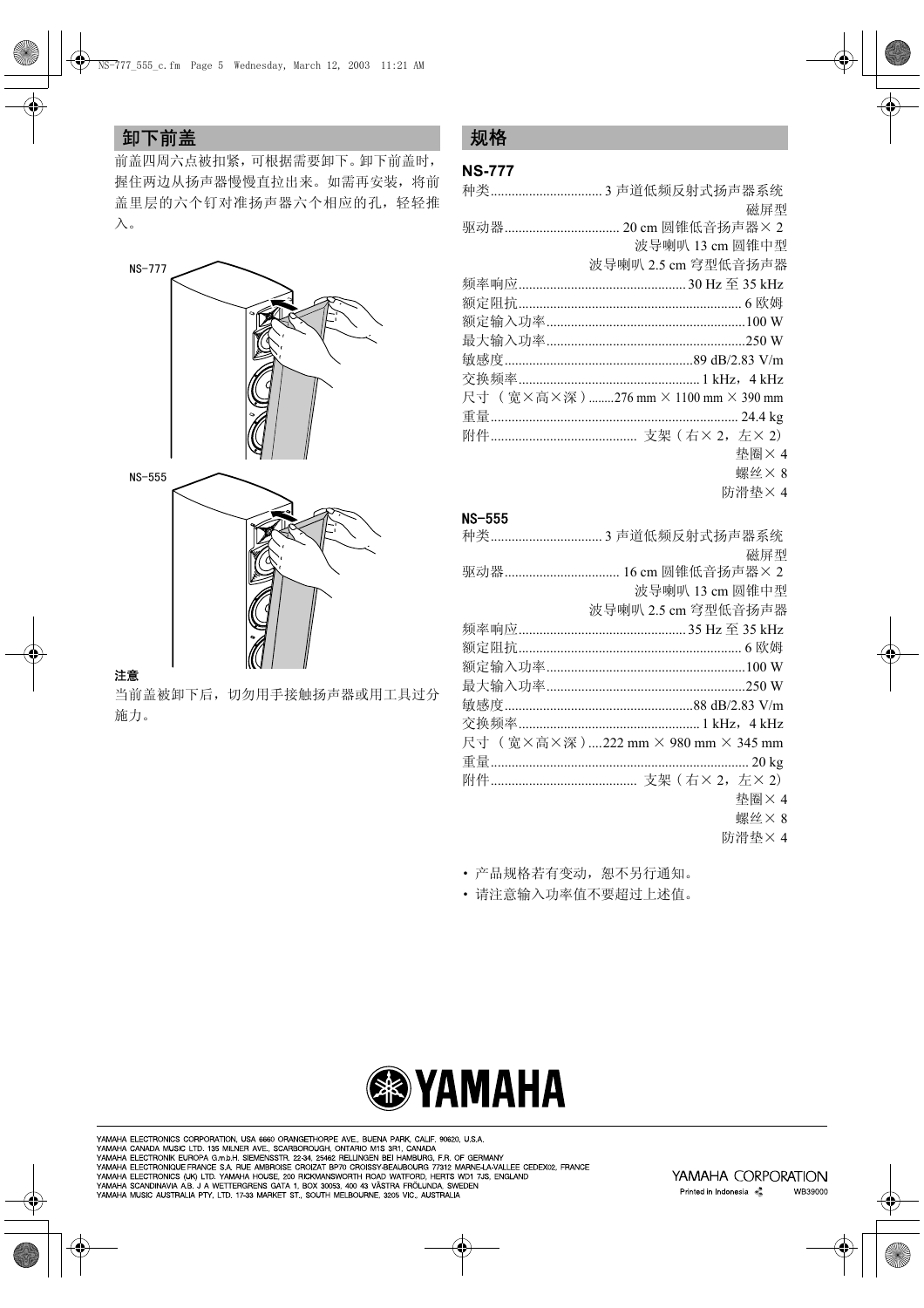## 卸下前盖

前盖四周六点被扣紧，可根据需要卸下。卸下前盖时，握住两边从扬声器慢慢直拉出来。如需再安装，将前盖里层的六个钉对准扬声器六个相应的孔，轻轻推入。

NS-777

NS-555

**注意**

当前盖被卸下后，切勿用手接触扬声器或用工具过分施力。

## 规格

### NS-777

种类................................ 3 声道低频反射式扬声器系统
磁屏型

驱动器................................ 20 cm 圆锥低音扬声器× 2
波导喇叭 13 cm 圆锥中型
波导喇叭 2.5 cm 穹型低音扬声器

频率响应................................ 30 Hz 至 35 kHz

额定阻抗................................ 6 欧姆

额定输入功率................................100 W

最大输入功率................................250 W

敏感度................................89 dB/2.83 V/m

交换频率................................ 1 kHz，4 kHz

尺寸（宽×高×深）........276 mm × 1100 mm × 390 mm

重量................................ 24.4 kg

附件................................ 支架（右× 2，左× 2）
垫圈× 4
螺丝× 8
防滑垫× 4

### NS-555

种类................................ 3 声道低频反射式扬声器系统
磁屏型

驱动器................................ 16 cm 圆锥低音扬声器× 2
波导喇叭 13 cm 圆锥中型
波导喇叭 2.5 cm 穹型低音扬声器

频率响应................................ 35 Hz 至 35 kHz

额定阻抗................................ 6 欧姆

额定输入功率................................100 W

最大输入功率................................250 W

敏感度................................88 dB/2.83 V/m

交换频率................................ 1 kHz，4 kHz

尺寸（宽×高×深）....222 mm × 980 mm × 345 mm

重量................................ 20 kg

附件................................ 支架（右× 2，左× 2）
垫圈× 4
螺丝× 8
防滑垫× 4

- 产品规格若有变动，恕不另行通知。
- 请注意输入功率值不要超过上述值。

YAMAHA

YAMAHA ELECTRONICS CORPORATION, USA 6660 ORANGETHORPE AVE., BUENA PARK, CALIF. 90620, U.S.A.
YAMAHA CANADA MUSIC LTD. 135 MILNER AVE., SCARBOROUGH, ONTARIO M1S 3R1, CANADA
YAMAHA ELECTRONIK EUROPA G.m.b.H. SIEMENSSTR. 22-34, 25462 RELLINGEN BEI HAMBURG, F.R. OF GERMANY
YAMAHA ELECTRONIQUE FRANCE S.A. RUE AMBROISE CROIZAT BP70 CROISSY-BEAUBOURG 77312 MARNE-LA-VALLEE CEDEX02, FRANCE
YAMAHA ELECTRONICS (UK) LTD. YAMAHA HOUSE, 200 RICKMANSWORTH ROAD WATFORD, HERTS WD1 7JS, ENGLAND
YAMAHA SCANDINAVIA A.B. J A WETTERGRENS GATA 1, BOX 30053, 400 43 VÄSTRA FRÖLUNDA, SWEDEN
YAMAHA MUSIC AUSTRALIA PTY, LTD. 17-33 MARKET ST., SOUTH MELBOURNE, 3205 VIC., AUSTRALIA

YAMAHA CORPORATION

Printed in Indonesia WB39000